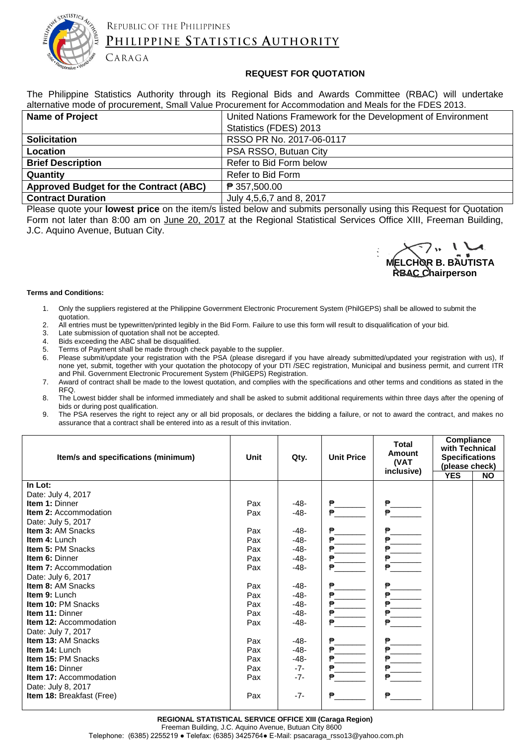REPUBLIC OF THE PHILIPPINES

PHILIPPINE STATISTICS AUTHORITY

CARAGA

## REQUEST FOR QUOTATION

The Philippine Statistics Authority through its Regional Bids and Awards Committee (RBAC) will undertake alternative mode of procurement, Small Value Procurement for Accommodation and Meals for the FDES 2013.

| | |
|---|---|
| **Name of Project** | United Nations Framework for the Development of Environment Statistics (FDES) 2013 |
| **Solicitation** | RSSO PR No. 2017-06-0117 |
| **Location** | PSA RSSO, Butuan City |
| **Brief Description** | Refer to Bid Form below |
| **Quantity** | Refer to Bid Form |
| **Approved Budget for the Contract (ABC)** | ₱ 357,500.00 |
| **Contract Duration** | July 4,5,6,7 and 8, 2017 |

Please quote your **lowest price** on the item/s listed below and submits personally using this Request for Quotation Form not later than 8:00 am on June 20, 2017 at the Regional Statistical Services Office XIII, Freeman Building, J.C. Aquino Avenue, Butuan City.

**MELCHOR B. BAUTISTA**
**RBAC Chairperson**

**Terms and Conditions:**

1. Only the suppliers registered at the Philippine Government Electronic Procurement System (PhilGEPS) shall be allowed to submit the quotation.
2. All entries must be typewritten/printed legibly in the Bid Form. Failure to use this form will result to disqualification of your bid.
3. Late submission of quotation shall not be accepted.
4. Bids exceeding the ABC shall be disqualified.
5. Terms of Payment shall be made through check payable to the supplier.
6. Please submit/update your registration with the PSA (please disregard if you have already submitted/updated your registration with us), If none yet, submit, together with your quotation the photocopy of your DTI /SEC registration, Municipal and business permit, and current ITR and Phil. Government Electronic Procurement System (PhilGEPS) Registration.
7. Award of contract shall be made to the lowest quotation, and complies with the specifications and other terms and conditions as stated in the RFQ.
8. The Lowest bidder shall be informed immediately and shall be asked to submit additional requirements within three days after the opening of bids or during post qualification.
9. The PSA reserves the right to reject any or all bid proposals, or declares the bidding a failure, or not to award the contract, and makes no assurance that a contract shall be entered into as a result of this invitation.

| Item/s and specifications (minimum) | Unit | Qty. | Unit Price | Total Amount (VAT inclusive) | Compliance with Technical Specifications (please check) | |
|---|---|---|---|---|---|---|
| | | | | | **YES** | **NO** |
| **In Lot:** | | | | | | |
| Date: July 4, 2017 | | | | | | |
| **Item 1:** Dinner | Pax | -48- | ₱_______ | ₱_______ | | |
| **Item 2:** Accommodation | Pax | -48- | ₱_______ | ₱_______ | | |
| Date: July 5, 2017 | | | | | | |
| **Item 3:** AM Snacks | Pax | -48- | ₱_______ | ₱_______ | | |
| **Item 4:** Lunch | Pax | -48- | ₱_______ | ₱_______ | | |
| **Item 5:** PM Snacks | Pax | -48- | ₱_______ | ₱_______ | | |
| **Item 6:** Dinner | Pax | -48- | ₱_______ | ₱_______ | | |
| **Item 7:** Accommodation | Pax | -48- | ₱_______ | ₱_______ | | |
| Date: July 6, 2017 | | | | | | |
| **Item 8:** AM Snacks | Pax | -48- | ₱_______ | ₱_______ | | |
| **Item 9:** Lunch | Pax | -48- | ₱_______ | ₱_______ | | |
| **Item 10:** PM Snacks | Pax | -48- | ₱_______ | ₱_______ | | |
| **Item 11:** Dinner | Pax | -48- | ₱_______ | ₱_______ | | |
| **Item 12:** Accommodation | Pax | -48- | ₱_______ | ₱_______ | | |
| Date: July 7, 2017 | | | | | | |
| **Item 13:** AM Snacks | Pax | -48- | ₱_______ | ₱_______ | | |
| **Item 14:** Lunch | Pax | -48- | ₱_______ | ₱_______ | | |
| **Item 15:** PM Snacks | Pax | -48- | ₱_______ | ₱_______ | | |
| **Item 16:** Dinner | Pax | -7- | ₱_______ | ₱_______ | | |
| **Item 17:** Accommodation | Pax | -7- | ₱_______ | ₱_______ | | |
| Date: July 8, 2017 | | | | | | |
| **Item 18:** Breakfast (Free) | Pax | -7- | ₱_______ | ₱_______ | | |

**REGIONAL STATISTICAL SERVICE OFFICE XIII (Caraga Region)**
Freeman Building, J.C. Aquino Avenue, Butuan City 8600
Telephone: (6385) 2255219 ● Telefax: (6385) 3425764● E-Mail: psacaraga_rsso13@yahoo.com.ph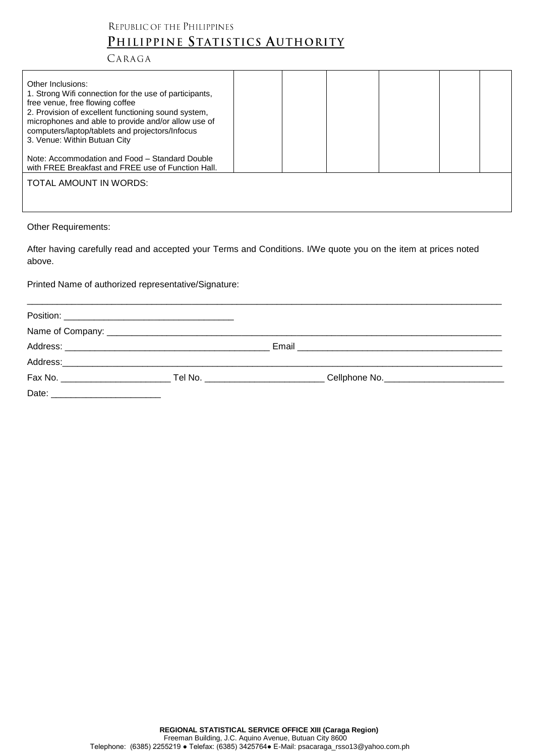REPUBLIC OF THE PHILIPPINES

**PHILIPPINE STATISTICS AUTHORITY**

CARAGA

| | | | | | | |
|---|---|---|---|---|---|---|
| Other Inclusions:<br>1. Strong Wifi connection for the use of participants, free venue, free flowing coffee<br>2. Provision of excellent functioning sound system, microphones and able to provide and/or allow use of computers/laptop/tablets and projectors/Infocus<br>3. Venue: Within Butuan City<br><br>Note: Accommodation and Food – Standard Double with FREE Breakfast and FREE use of Function Hall. | | | | | | |
| TOTAL AMOUNT IN WORDS: | | | | | | |

Other Requirements:

After having carefully read and accepted your Terms and Conditions. I/We quote you on the item at prices noted above.

Printed Name of authorized representative/Signature:

______________________________________________________________________________________________

Position: __________________________________

Name of Company: ____________________________________________________________________________

Address: ________________________________________ Email ________________________________________

Address:_________________________________________________________________________________________

Fax No. ______________________ Tel No. ________________________ Cellphone No.________________________

Date: ______________________

**REGIONAL STATISTICAL SERVICE OFFICE XIII (Caraga Region)**
Freeman Building, J.C. Aquino Avenue, Butuan City 8600
Telephone: (6385) 2255219 ● Telefax: (6385) 3425764● E-Mail: psacaraga_rsso13@yahoo.com.ph